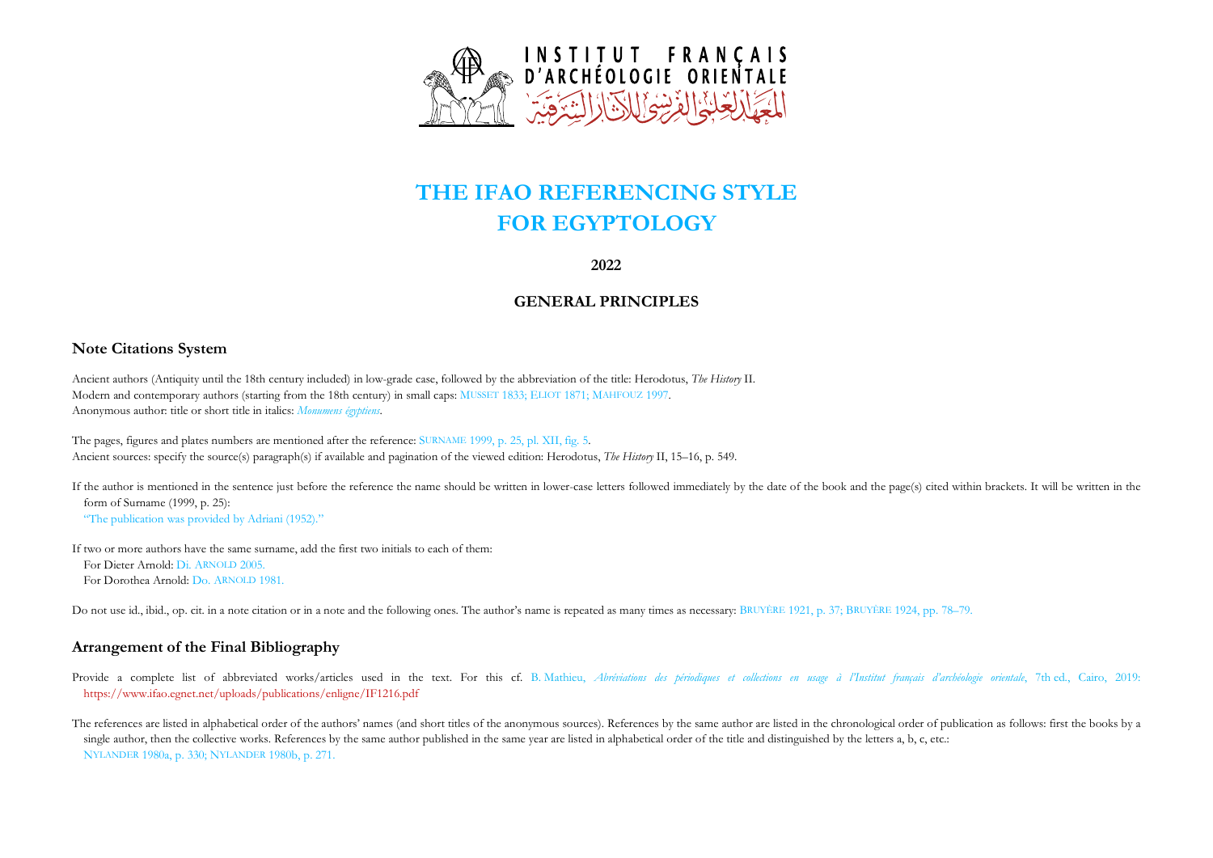INSTITUT FRANÇAIS D'ARCHÉOLOGIE ORIENTALE

المعهد العلمي الفرنسي للآثار الشرقية

# THE IFAO REFERENCING STYLE FOR EGYPTOLOGY

**2022**

## GENERAL PRINCIPLES

### Note Citations System

Ancient authors (Antiquity until the 18th century included) in low-grade case, followed by the abbreviation of the title: Herodotus, *The History* II.
Modern and contemporary authors (starting from the 18th century) in small caps: MUSSET 1833; ELIOT 1871; MAHFOUZ 1997.
Anonymous author: title or short title in italics: *Monumens égyptiens*.

The pages, figures and plates numbers are mentioned after the reference: SURNAME 1999, p. 25, pl. XII, fig. 5.
Ancient sources: specify the source(s) paragraph(s) if available and pagination of the viewed edition: Herodotus, *The History* II, 15–16, p. 549.

If the author is mentioned in the sentence just before the reference the name should be written in lower-case letters followed immediately by the date of the book and the page(s) cited within brackets. It will be written in the form of Surname (1999, p. 25):
"The publication was provided by Adriani (1952)."

If two or more authors have the same surname, add the first two initials to each of them:
For Dieter Arnold: Di. ARNOLD 2005.
For Dorothea Arnold: Do. ARNOLD 1981.

Do not use id., ibid., op. cit. in a note citation or in a note and the following ones. The author's name is repeated as many times as necessary: BRUYÈRE 1921, p. 37; BRUYÈRE 1924, pp. 78–79.

### Arrangement of the Final Bibliography

Provide a complete list of abbreviated works/articles used in the text. For this cf. B. Mathieu, *Abréviations des périodiques et collections en usage à l'Institut français d'archéologie orientale*, 7th ed., Cairo, 2019: https://www.ifao.egnet.net/uploads/publications/enligne/IF1216.pdf

The references are listed in alphabetical order of the authors' names (and short titles of the anonymous sources). References by the same author are listed in the chronological order of publication as follows: first the books by a single author, then the collective works. References by the same author published in the same year are listed in alphabetical order of the title and distinguished by the letters a, b, c, etc.:
NYLANDER 1980a, p. 330; NYLANDER 1980b, p. 271.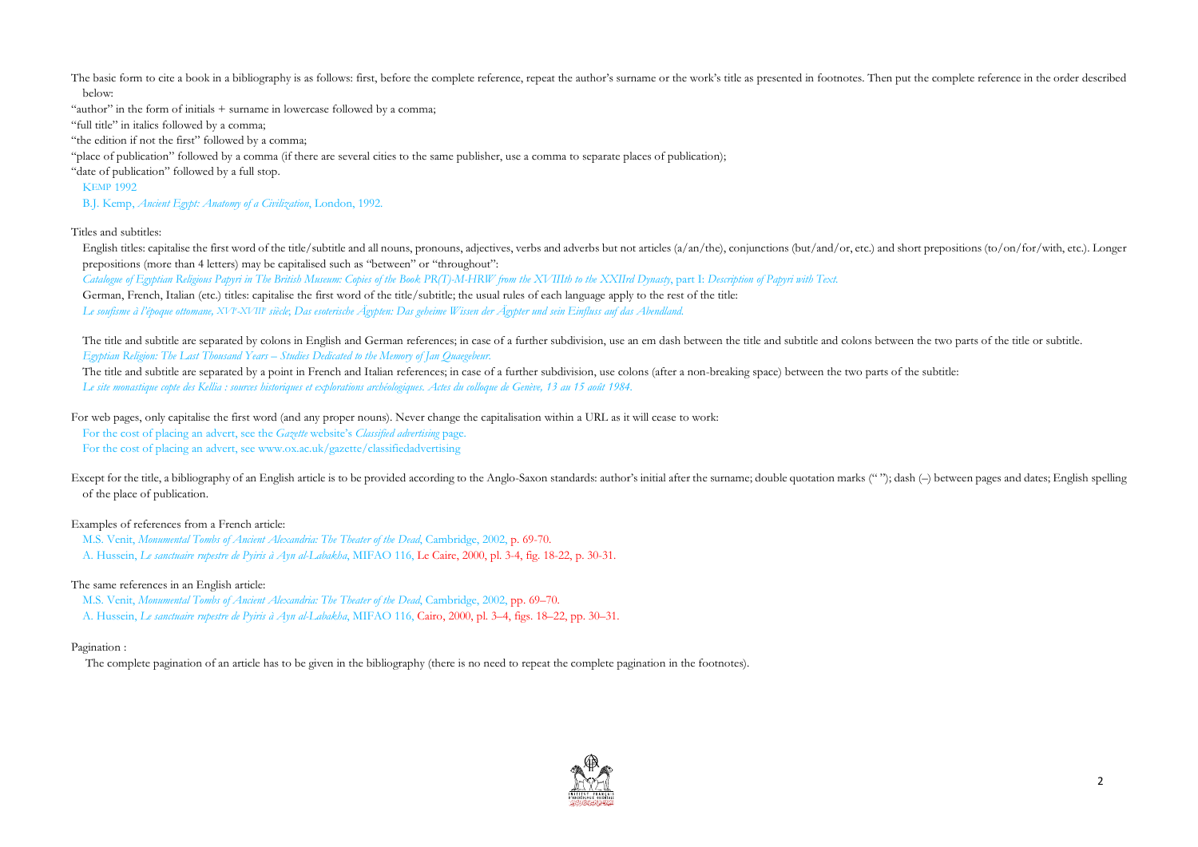The basic form to cite a book in a bibliography is as follows: first, before the complete reference, repeat the author's surname or the work's title as presented in footnotes. Then put the complete reference in the order described below:

"author" in the form of initials + surname in lowercase followed by a comma;

"full title" in italics followed by a comma;

"the edition if not the first" followed by a comma;

"place of publication" followed by a comma (if there are several cities to the same publisher, use a comma to separate places of publication);

"date of publication" followed by a full stop.

KEMP 1992

B.J. Kemp, *Ancient Egypt: Anatomy of a Civilization*, London, 1992.

Titles and subtitles:

English titles: capitalise the first word of the title/subtitle and all nouns, pronouns, adjectives, verbs and adverbs but not articles (a/an/the), conjunctions (but/and/or, etc.) and short prepositions (to/on/for/with, etc.). Longer prepositions (more than 4 letters) may be capitalised such as "between" or "throughout":

*Catalogue of Egyptian Religious Papyri in The British Museum: Copies of the Book PR(T)-M-HRW from the XVIIIth to the XXIInd Dynasty*, part I: *Description of Papyri with Text.*

German, French, Italian (etc.) titles: capitalise the first word of the title/subtitle; the usual rules of each language apply to the rest of the title:

*Le soufisme à l'époque ottomane, XVI^e^-XVIII^e^ siècle*; *Das esoterische Ägypten: Das geheime Wissen der Ägypter und sein Einfluss auf das Abendland.*

The title and subtitle are separated by colons in English and German references; in case of a further subdivision, use an em dash between the title and subtitle and colons between the two parts of the title or subtitle.

*Egyptian Religion: The Last Thousand Years – Studies Dedicated to the Memory of Jan Quaegebeur.*

The title and subtitle are separated by a point in French and Italian references; in case of a further subdivision, use colons (after a non-breaking space) between the two parts of the subtitle:

*Le site monastique copte des Kellia : sources historiques et explorations archéologiques. Actes du colloque de Genève, 13 au 15 août 1984.*

For web pages, only capitalise the first word (and any proper nouns). Never change the capitalisation within a URL as it will cease to work:

For the cost of placing an advert, see the *Gazette* website's *Classified advertising* page.

For the cost of placing an advert, see www.ox.ac.uk/gazette/classifiedadvertising

Except for the title, a bibliography of an English article is to be provided according to the Anglo-Saxon standards: author's initial after the surname; double quotation marks (" "); dash (–) between pages and dates; English spelling of the place of publication.

Examples of references from a French article:

M.S. Venit, *Monumental Tombs of Ancient Alexandria: The Theater of the Dead*, Cambridge, 2002, p. 69-70.

A. Hussein, *Le sanctuaire rupestre de Pyiris à Ayn al-Labakha*, MIFAO 116, Le Caire, 2000, pl. 3-4, fig. 18-22, p. 30-31.

The same references in an English article:

M.S. Venit, *Monumental Tombs of Ancient Alexandria: The Theater of the Dead*, Cambridge, 2002, pp. 69–70.

A. Hussein, *Le sanctuaire rupestre de Pyiris à Ayn al-Labakha*, MIFAO 116, Cairo, 2000, pl. 3–4, figs. 18–22, pp. 30–31.

Pagination :

The complete pagination of an article has to be given in the bibliography (there is no need to repeat the complete pagination in the footnotes).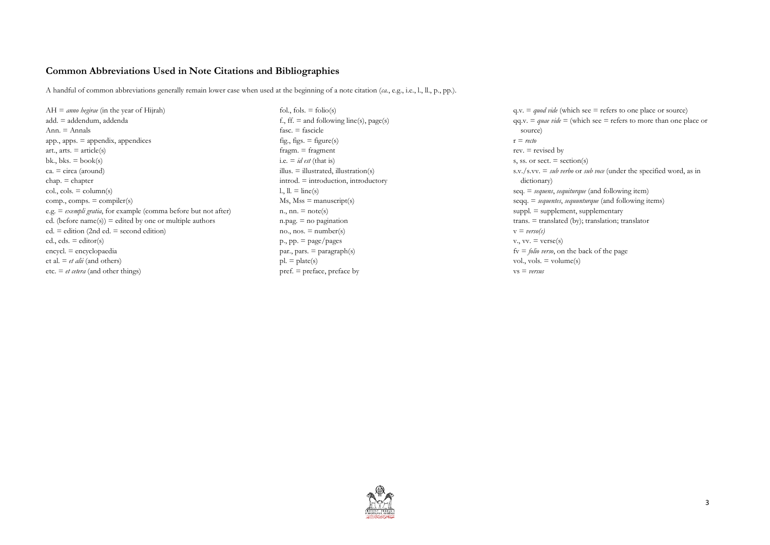## Common Abbreviations Used in Note Citations and Bibliographies

A handful of common abbreviations generally remain lower case when used at the beginning of a note citation (*ca.*, e.g., i.e., l., ll., p., pp.).

AH = *anno hegirae* (in the year of Hijrah)
add. = addendum, addenda
Ann. = Annals
app., apps. = appendix, appendices
art., arts. = article(s)
bk., bks. = book(s)
ca. = circa (around)
chap. = chapter
col., cols. = column(s)
comp., comps. = compiler(s)
e.g. = *exempli gratia*, for example (comma before but not after)
ed. (before name(s)) = edited by one or multiple authors
ed. = edition (2nd ed. = second edition)
ed., eds. = editor(s)
encycl. = encyclopaedia
et al. = *et alii* (and others)
etc. = *et cetera* (and other things)

fol., fols. = folio(s)
f., ff. = and following line(s), page(s)
fasc. = fascicle
fig., figs. = figure(s)
fragm. = fragment
i.e. = *id est* (that is)
illus. = illustrated, illustration(s)
introd. = introduction, introductory
l., ll. = line(s)
Ms, Mss = manuscript(s)
n., nn. = note(s)
n.pag. = no pagination
no., nos. = number(s)
p., pp. = page/pages
par., pars. = paragraph(s)
pl. = plate(s)
pref. = preface, preface by

q.v. = *quod vide* (which see = refers to one place or source)
qq.v. = *quae vide* = (which see = refers to more than one place or source)
r = *recto*
rev. = revised by
s, ss. or sect. = section(s)
s.v./s.vv. = *sub verbo* or *sub voce* (under the specified word, as in dictionary)
seq. = *sequens*, *sequiturque* (and following item)
seqq. = *sequentes*, *sequuntuque* (and following items)
suppl. = supplement, supplementary
trans. = translated (by); translation; translator
v = *verso(s)*
v., vv. = verse(s)
fv = *folio verso*, on the back of the page
vol., vols. = volume(s)
vs = *versus*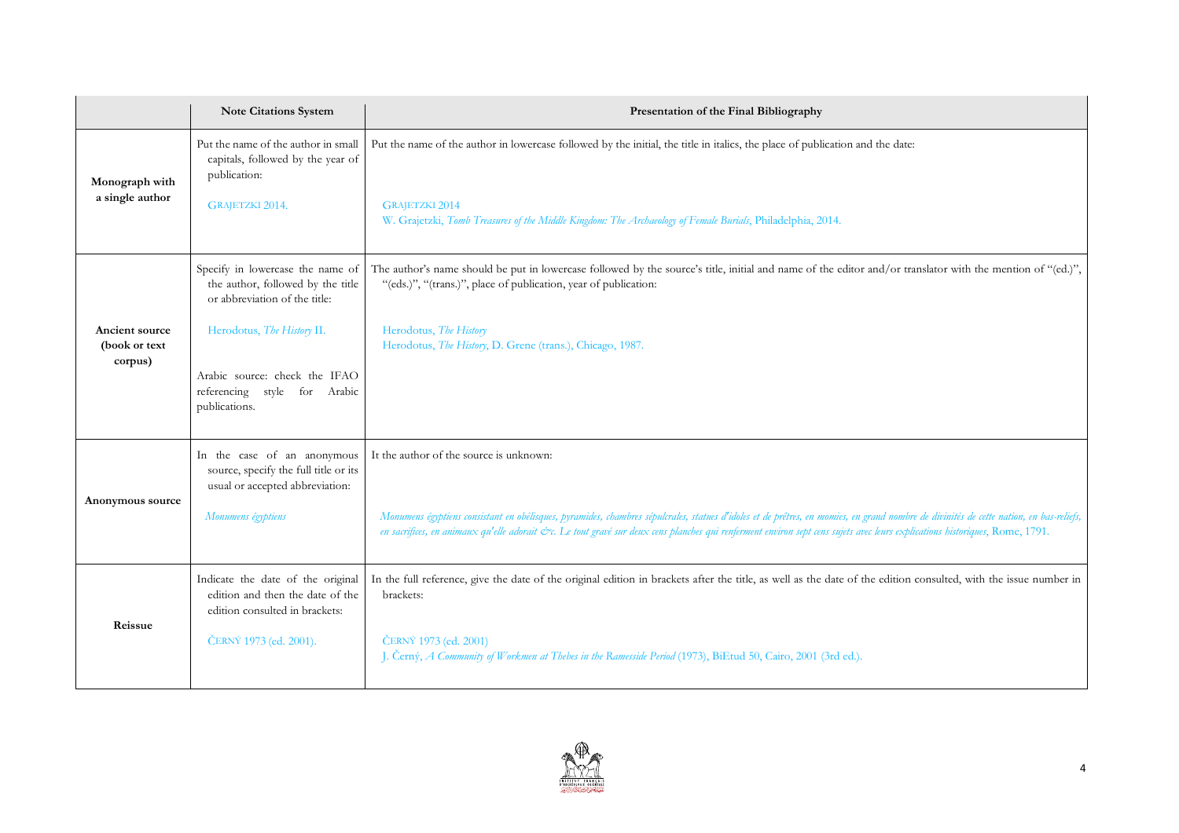| | Note Citations System | Presentation of the Final Bibliography |
|---|---|---|
| **Monograph with a single author** | Put the name of the author in small capitals, followed by the year of publication:<br><br>GRAJETZKI 2014. | Put the name of the author in lowercase followed by the initial, the title in italics, the place of publication and the date:<br><br>GRAJETZKI 2014<br>W. Grajetzki, *Tomb Treasures of the Middle Kingdom: The Archaeology of Female Burials*, Philadelphia, 2014. |
| **Ancient source (book or text corpus)** | Specify in lowercase the name of the author, followed by the title or abbreviation of the title:<br><br>Herodotus, *The History* II.<br><br>Arabic source: check the IFAO referencing style for Arabic publications. | The author's name should be put in lowercase followed by the source's title, initial and name of the editor and/or translator with the mention of "(ed.)", "(eds.)", "(trans.)", place of publication, year of publication:<br><br>Herodotus, *The History*<br>Herodotus, *The History*, D. Grene (trans.), Chicago, 1987. |
| **Anonymous source** | In the case of an anonymous source, specify the full title or its usual or accepted abbreviation:<br><br>*Monumens égyptiens* | It the author of the source is unknown:<br><br>*Monumens égyptiens consistant en obélisques, pyramides, chambres sépulcrales, statues d'idoles et de prêtres, en momies, en grand nombre de divinités de cette nation, en bas-reliefs, en sacrifices, en animaux qu'elle adorait &c. Le tout gravé sur deux cens planches qui renferment environ sept cens sujets avec leurs explications historiques*, Rome, 1791. |
| **Reissue** | Indicate the date of the original edition and then the date of the edition consulted in brackets:<br><br>ČERNÝ 1973 (ed. 2001). | In the full reference, give the date of the original edition in brackets after the title, as well as the date of the edition consulted, with the issue number in brackets:<br><br>ČERNÝ 1973 (ed. 2001)<br>J. Černý, *A Community of Workmen at Thebes in the Ramesside Period* (1973), BiEtud 50, Cairo, 2001 (3rd ed.). |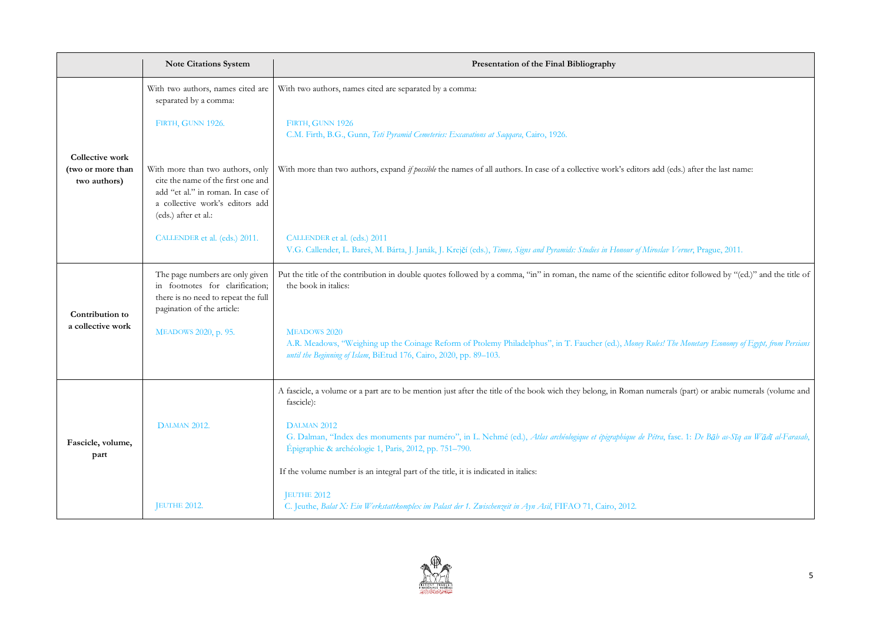| | Note Citations System | Presentation of the Final Bibliography |
|---|---|---|
| **Collective work (two or more than two authors)** | With two authors, names cited are separated by a comma:<br><br>FIRTH, GUNN 1926. | With two authors, names cited are separated by a comma:<br><br>FIRTH, GUNN 1926<br>C.M. Firth, B.G., Gunn, *Teti Pyramid Cemeteries: Excavations at Saqqara*, Cairo, 1926. |
| | With more than two authors, only cite the name of the first one and add "et al." in roman. In case of a collective work's editors add (eds.) after et al.:<br><br>CALLENDER et al. (eds.) 2011. | With more than two authors, expand *if possible* the names of all authors. In case of a collective work's editors add (eds.) after the last name:<br><br>CALLENDER et al. (eds.) 2011<br>V.G. Callender, L. Bareš, M. Bárta, J. Janák, J. Krejčí (eds.), *Times, Signs and Pyramids: Studies in Honour of Miroslav Verner*, Prague, 2011. |
| **Contribution to a collective work** | The page numbers are only given in footnotes for clarification; there is no need to repeat the full pagination of the article:<br><br>MEADOWS 2020, p. 95. | Put the title of the contribution in double quotes followed by a comma, "in" in roman, the name of the scientific editor followed by "(ed.)" and the title of the book in italics:<br><br>MEADOWS 2020<br>A.R. Meadows, "Weighing up the Coinage Reform of Ptolemy Philadelphus", in T. Faucher (ed.), *Money Rules! The Monetary Economy of Egypt, from Persians until the Beginning of Islam*, BiEtud 176, Cairo, 2020, pp. 89–103. |
| **Fascicle, volume, part** | DALMAN 2012. | A fascicle, a volume or a part are to be mention just after the title of the book wich they belong, in Roman numerals (part) or arabic numerals (volume and fascicle):<br><br>DALMAN 2012<br>G. Dalman, "Index des monuments par numéro", in L. Nehmé (ed.), *Atlas archéologique et épigraphique de Pétra*, fasc. 1: *De Bāb as-Sīq au Wādī al-Farasah*, Épigraphie & archéologie 1, Paris, 2012, pp. 751–790. |
| | JEUTHE 2012. | If the volume number is an integral part of the title, it is indicated in italics:<br><br>JEUTHE 2012<br>C. Jeuthe, *Balat X: Ein Werkstattkomplex im Palast der 1. Zwischenzeit in Ayn Asil*, FIFAO 71, Cairo, 2012. |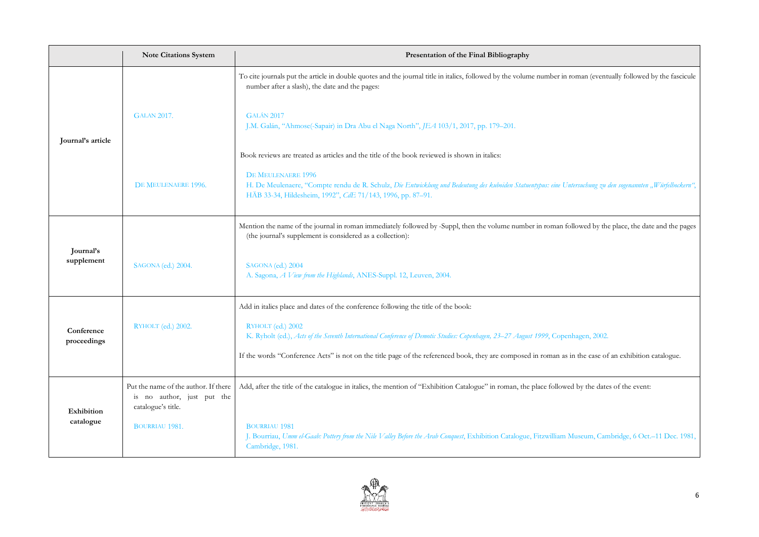| | Note Citations System | Presentation of the Final Bibliography |
|---|---|---|
| **Journal's article** | GALAN 2017. | To cite journals put the article in double quotes and the journal title in italics, followed by the volume number in roman (eventually followed by the fascicule number after a slash), the date and the pages:<br><br>GALÁN 2017<br>J.M. Galán, "Ahmose(-Sapair) in Dra Abu el Naga North", *JEA* 103/1, 2017, pp. 179–201. |
| | DE MEULENAERE 1996. | Book reviews are treated as articles and the title of the book reviewed is shown in italics:<br><br>DE MEULENAERE 1996<br>H. De Meulenaere, "Compte rendu de R. Schulz, *Die Entwicklung und Bedeutung des kuboiden Statuentypus: eine Untersuchung zu den sogenannten „Würfelhockern"*, HÄB 33-34, Hildesheim, 1992", *CdE* 71/143, 1996, pp. 87–91. |
| **Journal's supplement** | SAGONA (ed.) 2004. | Mention the name of the journal in roman immediately followed by -Suppl, then the volume number in roman followed by the place, the date and the pages (the journal's supplement is considered as a collection):<br><br>SAGONA (ed.) 2004<br>A. Sagona, *A View from the Highlands*, ANES-Suppl. 12, Leuven, 2004. |
| **Conference proceedings** | RYHOLT (ed.) 2002. | Add in italics place and dates of the conference following the title of the book:<br><br>RYHOLT (ed.) 2002<br>K. Ryholt (ed.), *Acts of the Seventh International Conference of Demotic Studies: Copenhagen, 23–27 August 1999*, Copenhagen, 2002.<br><br>If the words "Conference Acts" is not on the title page of the referenced book, they are composed in roman as in the case of an exhibition catalogue. |
| **Exhibition catalogue** | Put the name of the author. If there is no author, just put the catalogue's title.<br><br>BOURRIAU 1981. | Add, after the title of the catalogue in italics, the mention of "Exhibition Catalogue" in roman, the place followed by the dates of the event:<br><br>BOURRIAU 1981<br>J. Bourriau, *Umm el-Gaab: Pottery from the Nile Valley Before the Arab Conquest*, Exhibition Catalogue, Fitzwilliam Museum, Cambridge, 6 Oct.–11 Dec. 1981, Cambridge, 1981. |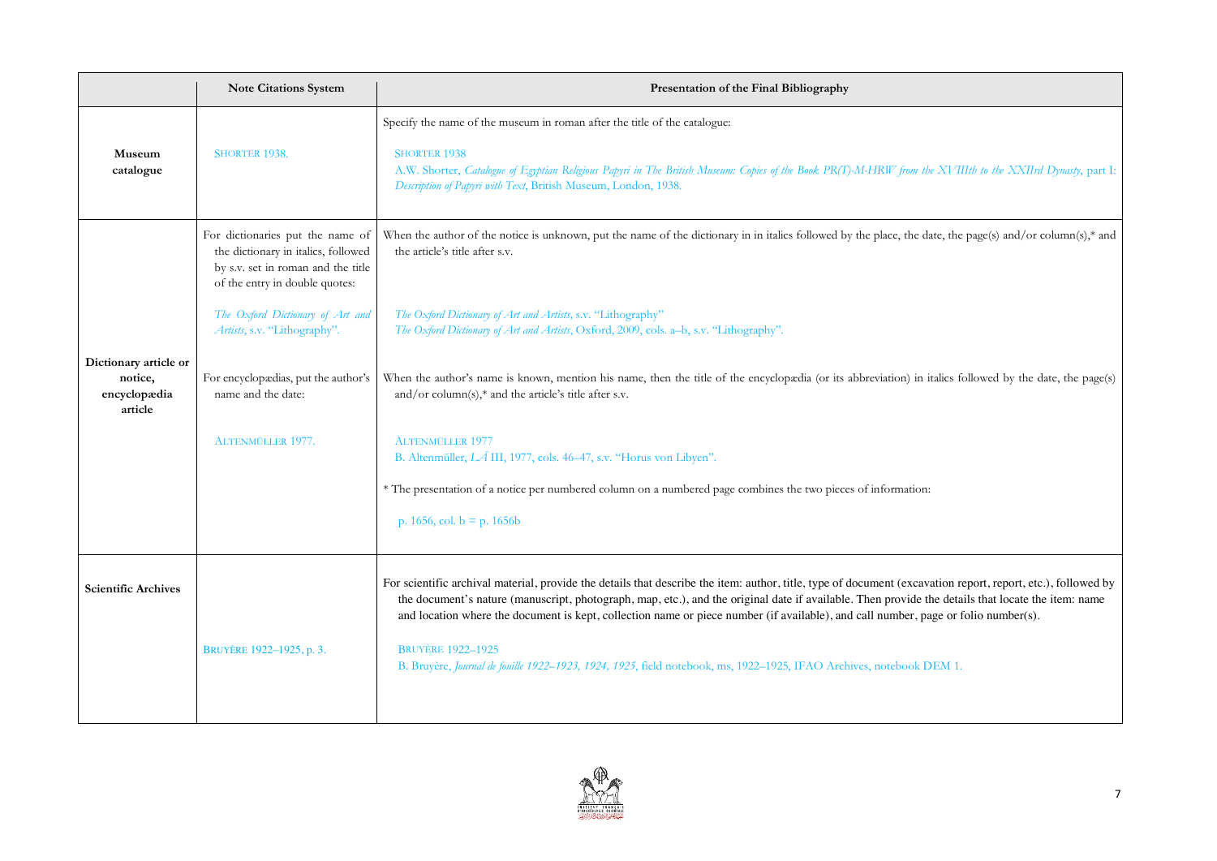| | Note Citations System | Presentation of the Final Bibliography |
|---|---|---|
| **Museum catalogue** | SHORTER 1938. | Specify the name of the museum in roman after the title of the catalogue:<br><br>SHORTER 1938<br>A.W. Shorter, *Catalogue of Egyptian Religious Papyri in The British Museum: Copies of the Book PR(T)-M-HRW from the XVIIIth to the XXIInd Dynasty*, part I: *Description of Papyri with Text*, British Museum, London, 1938. |
| **Dictionary article or notice, encyclopædia article** | For dictionaries put the name of the dictionary in italics, followed by s.v. set in roman and the title of the entry in double quotes:<br><br>*The Oxford Dictionary of Art and Artists*, s.v. "Lithography".<br><br>For encyclopædias, put the author's name and the date:<br><br>ALTENMÜLLER 1977. | When the author of the notice is unknown, put the name of the dictionary in in italics followed by the place, the date, the page(s) and/or column(s),* and the article's title after s.v.<br><br>*The Oxford Dictionary of Art and Artists*, s.v. "Lithography"<br>*The Oxford Dictionary of Art and Artists*, Oxford, 2009, cols. a–b, s.v. "Lithography".<br><br>When the author's name is known, mention his name, then the title of the encyclopædia (or its abbreviation) in italics followed by the date, the page(s) and/or column(s),* and the article's title after s.v.<br><br>ALTENMÜLLER 1977<br>B. Altenmüller, *LÄ* III, 1977, cols. 46–47, s.v. "Horus von Libyen".<br><br>* The presentation of a notice per numbered column on a numbered page combines the two pieces of information:<br><br>p. 1656, col. b = p. 1656b |
| **Scientific Archives** | BRUYÈRE 1922–1925, p. 3. | For scientific archival material, provide the details that describe the item: author, title, type of document (excavation report, report, etc.), followed by the document's nature (manuscript, photograph, map, etc.), and the original date if available. Then provide the details that locate the item: name and location where the document is kept, collection name or piece number (if available), and call number, page or folio number(s).<br><br>BRUYÈRE 1922–1925<br>B. Bruyère, *Journal de fouille 1922–1923, 1924, 1925*, field notebook, ms, 1922–1925, IFAO Archives, notebook DEM 1. |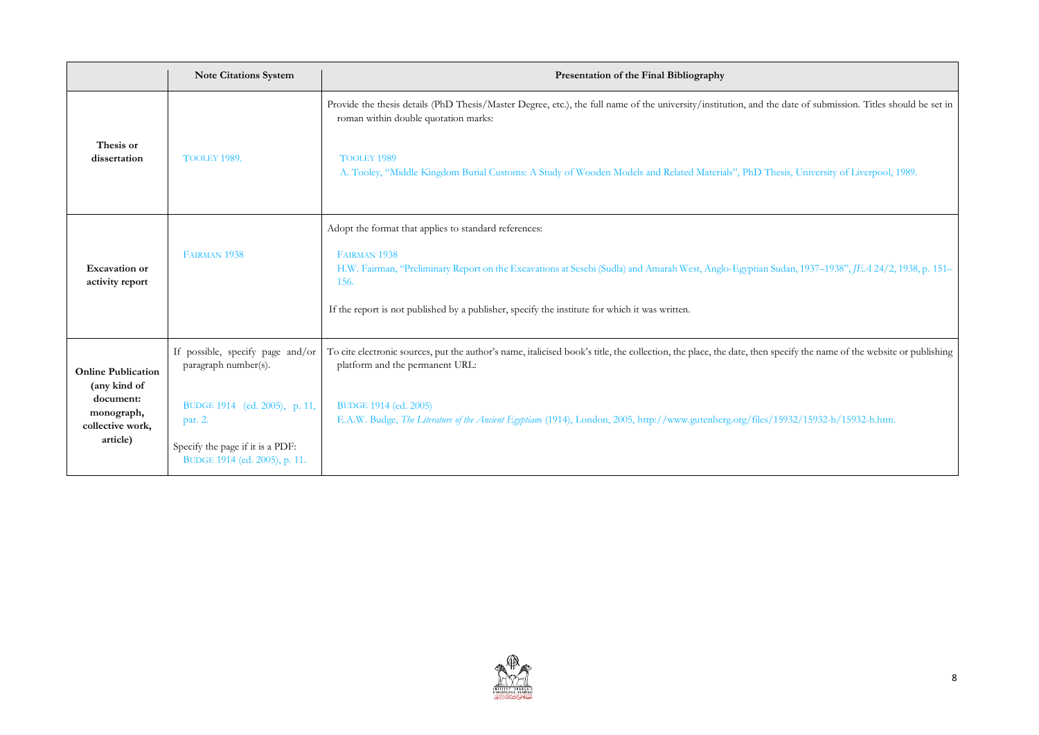| | Note Citations System | Presentation of the Final Bibliography |
|---|---|---|
| **Thesis or dissertation** | TOOLEY 1989. | Provide the thesis details (PhD Thesis/Master Degree, etc.), the full name of the university/institution, and the date of submission. Titles should be set in roman within double quotation marks:<br><br>TOOLEY 1989<br>A. Tooley, "Middle Kingdom Burial Customs: A Study of Wooden Models and Related Materials", PhD Thesis, University of Liverpool, 1989. |
| **Excavation or activity report** | FAIRMAN 1938 | Adopt the format that applies to standard references:<br><br>FAIRMAN 1938<br>H.W. Fairman, "Preliminary Report on the Excavations at Sesebi (Sudla) and Amarah West, Anglo-Egyptian Sudan, 1937–1938", *JEA* 24/2, 1938, p. 151–156.<br><br>If the report is not published by a publisher, specify the institute for which it was written. |
| **Online Publication (any kind of document: monograph, collective work, article)** | If possible, specify page and/or paragraph number(s).<br><br>BUDGE 1914 (ed. 2005), p. 11, par. 2.<br><br>Specify the page if it is a PDF:<br>BUDGE 1914 (ed. 2005), p. 11. | To cite electronic sources, put the author's name, italicised book's title, the collection, the place, the date, then specify the name of the website or publishing platform and the permanent URL:<br><br>BUDGE 1914 (ed. 2005)<br>E.A.W. Budge, *The Literature of the Ancient Egyptians* (1914), London, 2005, http://www.gutenberg.org/files/15932/15932-h/15932-h.htm. |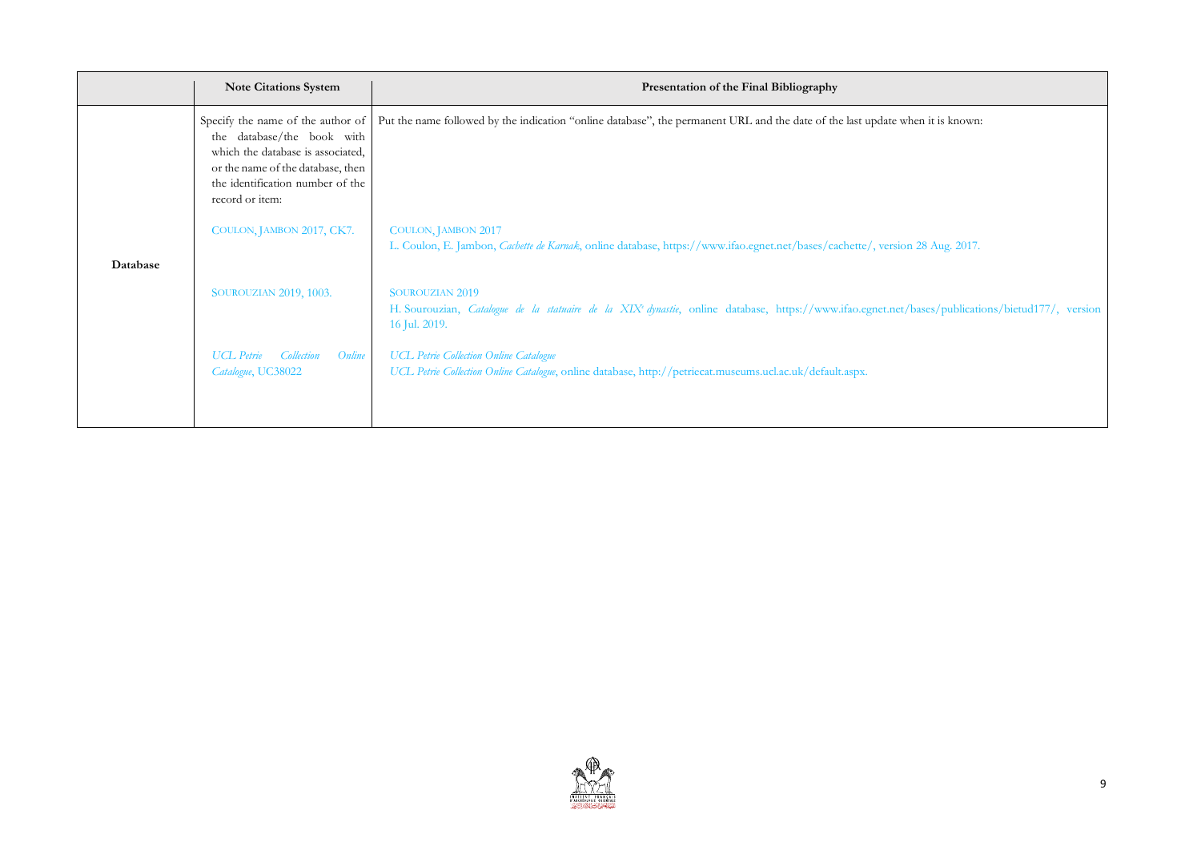| | Note Citations System | Presentation of the Final Bibliography |
|---|---|---|
| Database | Specify the name of the author of the database/the book with which the database is associated, or the name of the database, then the identification number of the record or item: | Put the name followed by the indication "online database", the permanent URL and the date of the last update when it is known: |
| | COULON, JAMBON 2017, CK7. | COULON, JAMBON 2017<br>L. Coulon, E. Jambon, *Cachette de Karnak*, online database, https://www.ifao.egnet.net/bases/cachette/, version 28 Aug. 2017. |
| | SOUROUZIAN 2019, 1003. | SOUROUZIAN 2019<br>H. Sourouzian, *Catalogue de la statuaire de la XIX$^{e}$ dynastie*, online database, https://www.ifao.egnet.net/bases/publications/bietud177/, version 16 Jul. 2019. |
| | *UCL Petrie Collection Online Catalogue*, UC38022 | *UCL Petrie Collection Online Catalogue*<br>*UCL Petrie Collection Online Catalogue*, online database, http://petriecat.museums.ucl.ac.uk/default.aspx. |